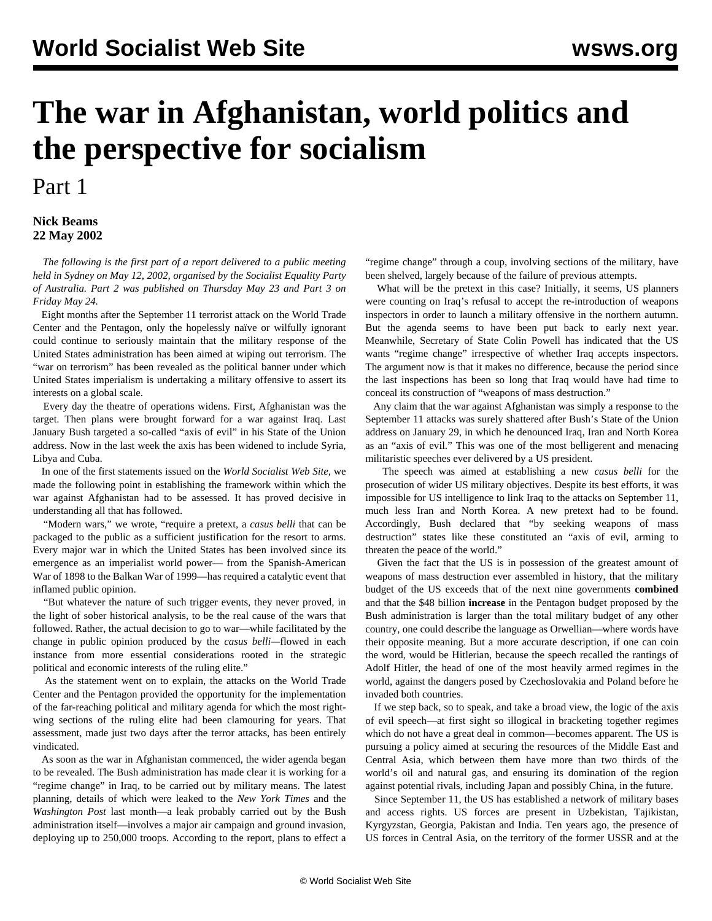# The war in Afghanistan, world politics and the perspective for socialism

Part 1

**Nick Beams**
**22 May 2002**

*The following is the first part of a report delivered to a public meeting held in Sydney on May 12, 2002, organised by the Socialist Equality Party of Australia. Part 2 was published on Thursday May 23 and Part 3 on Friday May 24.*

Eight months after the September 11 terrorist attack on the World Trade Center and the Pentagon, only the hopelessly naïve or wilfully ignorant could continue to seriously maintain that the military response of the United States administration has been aimed at wiping out terrorism. The "war on terrorism" has been revealed as the political banner under which United States imperialism is undertaking a military offensive to assert its interests on a global scale.

Every day the theatre of operations widens. First, Afghanistan was the target. Then plans were brought forward for a war against Iraq. Last January Bush targeted a so-called "axis of evil" in his State of the Union address. Now in the last week the axis has been widened to include Syria, Libya and Cuba.

In one of the first statements issued on the *World Socialist Web Site*, we made the following point in establishing the framework within which the war against Afghanistan had to be assessed. It has proved decisive in understanding all that has followed.

"Modern wars," we wrote, "require a pretext, a *casus belli* that can be packaged to the public as a sufficient justification for the resort to arms. Every major war in which the United States has been involved since its emergence as an imperialist world power— from the Spanish-American War of 1898 to the Balkan War of 1999—has required a catalytic event that inflamed public opinion.

"But whatever the nature of such trigger events, they never proved, in the light of sober historical analysis, to be the real cause of the wars that followed. Rather, the actual decision to go to war—while facilitated by the change in public opinion produced by the *casus belli*—flowed in each instance from more essential considerations rooted in the strategic political and economic interests of the ruling elite."

As the statement went on to explain, the attacks on the World Trade Center and the Pentagon provided the opportunity for the implementation of the far-reaching political and military agenda for which the most right-wing sections of the ruling elite had been clamouring for years. That assessment, made just two days after the terror attacks, has been entirely vindicated.

As soon as the war in Afghanistan commenced, the wider agenda began to be revealed. The Bush administration has made clear it is working for a "regime change" in Iraq, to be carried out by military means. The latest planning, details of which were leaked to the *New York Times* and the *Washington Post* last month—a leak probably carried out by the Bush administration itself—involves a major air campaign and ground invasion, deploying up to 250,000 troops. According to the report, plans to effect a "regime change" through a coup, involving sections of the military, have been shelved, largely because of the failure of previous attempts.

What will be the pretext in this case? Initially, it seems, US planners were counting on Iraq's refusal to accept the re-introduction of weapons inspectors in order to launch a military offensive in the northern autumn. But the agenda seems to have been put back to early next year. Meanwhile, Secretary of State Colin Powell has indicated that the US wants "regime change" irrespective of whether Iraq accepts inspectors. The argument now is that it makes no difference, because the period since the last inspections has been so long that Iraq would have had time to conceal its construction of "weapons of mass destruction."

Any claim that the war against Afghanistan was simply a response to the September 11 attacks was surely shattered after Bush's State of the Union address on January 29, in which he denounced Iraq, Iran and North Korea as an "axis of evil." This was one of the most belligerent and menacing militaristic speeches ever delivered by a US president.

The speech was aimed at establishing a new *casus belli* for the prosecution of wider US military objectives. Despite its best efforts, it was impossible for US intelligence to link Iraq to the attacks on September 11, much less Iran and North Korea. A new pretext had to be found. Accordingly, Bush declared that "by seeking weapons of mass destruction" states like these constituted an "axis of evil, arming to threaten the peace of the world."

Given the fact that the US is in possession of the greatest amount of weapons of mass destruction ever assembled in history, that the military budget of the US exceeds that of the next nine governments **combined** and that the $48 billion **increase** in the Pentagon budget proposed by the Bush administration is larger than the total military budget of any other country, one could describe the language as Orwellian—where words have their opposite meaning. But a more accurate description, if one can coin the word, would be Hitlerian, because the speech recalled the rantings of Adolf Hitler, the head of one of the most heavily armed regimes in the world, against the dangers posed by Czechoslovakia and Poland before he invaded both countries.

If we step back, so to speak, and take a broad view, the logic of the axis of evil speech—at first sight so illogical in bracketing together regimes which do not have a great deal in common—becomes apparent. The US is pursuing a policy aimed at securing the resources of the Middle East and Central Asia, which between them have more than two thirds of the world's oil and natural gas, and ensuring its domination of the region against potential rivals, including Japan and possibly China, in the future.

Since September 11, the US has established a network of military bases and access rights. US forces are present in Uzbekistan, Tajikistan, Kyrgyzstan, Georgia, Pakistan and India. Ten years ago, the presence of US forces in Central Asia, on the territory of the former USSR and at the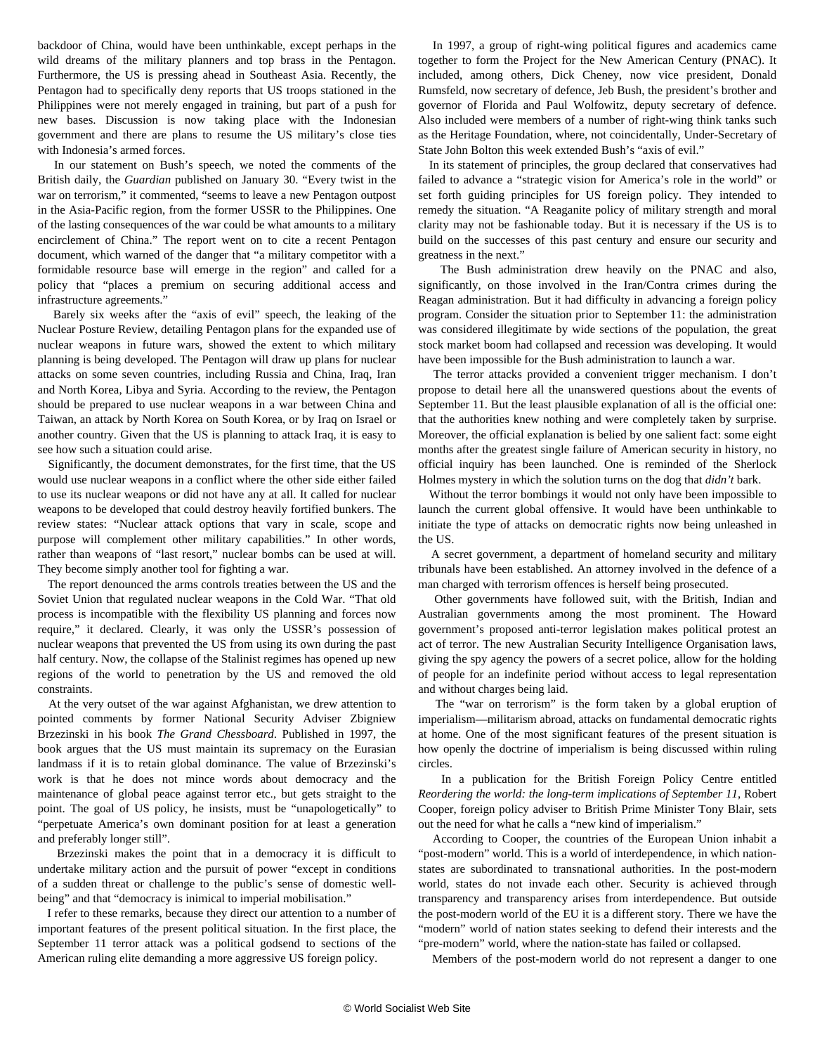backdoor of China, would have been unthinkable, except perhaps in the wild dreams of the military planners and top brass in the Pentagon. Furthermore, the US is pressing ahead in Southeast Asia. Recently, the Pentagon had to specifically deny reports that US troops stationed in the Philippines were not merely engaged in training, but part of a push for new bases. Discussion is now taking place with the Indonesian government and there are plans to resume the US military's close ties with Indonesia's armed forces.

In our statement on Bush's speech, we noted the comments of the British daily, the *Guardian* published on January 30. "Every twist in the war on terrorism," it commented, "seems to leave a new Pentagon outpost in the Asia-Pacific region, from the former USSR to the Philippines. One of the lasting consequences of the war could be what amounts to a military encirclement of China." The report went on to cite a recent Pentagon document, which warned of the danger that "a military competitor with a formidable resource base will emerge in the region" and called for a policy that "places a premium on securing additional access and infrastructure agreements."

Barely six weeks after the "axis of evil" speech, the leaking of the Nuclear Posture Review, detailing Pentagon plans for the expanded use of nuclear weapons in future wars, showed the extent to which military planning is being developed. The Pentagon will draw up plans for nuclear attacks on some seven countries, including Russia and China, Iraq, Iran and North Korea, Libya and Syria. According to the review, the Pentagon should be prepared to use nuclear weapons in a war between China and Taiwan, an attack by North Korea on South Korea, or by Iraq on Israel or another country. Given that the US is planning to attack Iraq, it is easy to see how such a situation could arise.

Significantly, the document demonstrates, for the first time, that the US would use nuclear weapons in a conflict where the other side either failed to use its nuclear weapons or did not have any at all. It called for nuclear weapons to be developed that could destroy heavily fortified bunkers. The review states: "Nuclear attack options that vary in scale, scope and purpose will complement other military capabilities." In other words, rather than weapons of "last resort," nuclear bombs can be used at will. They become simply another tool for fighting a war.

The report denounced the arms controls treaties between the US and the Soviet Union that regulated nuclear weapons in the Cold War. "That old process is incompatible with the flexibility US planning and forces now require," it declared. Clearly, it was only the USSR's possession of nuclear weapons that prevented the US from using its own during the past half century. Now, the collapse of the Stalinist regimes has opened up new regions of the world to penetration by the US and removed the old constraints.

At the very outset of the war against Afghanistan, we drew attention to pointed comments by former National Security Adviser Zbigniew Brzezinski in his book *The Grand Chessboard*. Published in 1997, the book argues that the US must maintain its supremacy on the Eurasian landmass if it is to retain global dominance. The value of Brzezinski's work is that he does not mince words about democracy and the maintenance of global peace against terror etc., but gets straight to the point. The goal of US policy, he insists, must be "unapologetically" to "perpetuate America's own dominant position for at least a generation and preferably longer still".

Brzezinski makes the point that in a democracy it is difficult to undertake military action and the pursuit of power "except in conditions of a sudden threat or challenge to the public's sense of domestic well-being" and that "democracy is inimical to imperial mobilisation."

I refer to these remarks, because they direct our attention to a number of important features of the present political situation. In the first place, the September 11 terror attack was a political godsend to sections of the American ruling elite demanding a more aggressive US foreign policy.

In 1997, a group of right-wing political figures and academics came together to form the Project for the New American Century (PNAC). It included, among others, Dick Cheney, now vice president, Donald Rumsfeld, now secretary of defence, Jeb Bush, the president's brother and governor of Florida and Paul Wolfowitz, deputy secretary of defence. Also included were members of a number of right-wing think tanks such as the Heritage Foundation, where, not coincidentally, Under-Secretary of State John Bolton this week extended Bush's "axis of evil."

In its statement of principles, the group declared that conservatives had failed to advance a "strategic vision for America's role in the world" or set forth guiding principles for US foreign policy. They intended to remedy the situation. "A Reaganite policy of military strength and moral clarity may not be fashionable today. But it is necessary if the US is to build on the successes of this past century and ensure our security and greatness in the next."

The Bush administration drew heavily on the PNAC and also, significantly, on those involved in the Iran/Contra crimes during the Reagan administration. But it had difficulty in advancing a foreign policy program. Consider the situation prior to September 11: the administration was considered illegitimate by wide sections of the population, the great stock market boom had collapsed and recession was developing. It would have been impossible for the Bush administration to launch a war.

The terror attacks provided a convenient trigger mechanism. I don't propose to detail here all the unanswered questions about the events of September 11. But the least plausible explanation of all is the official one: that the authorities knew nothing and were completely taken by surprise. Moreover, the official explanation is belied by one salient fact: some eight months after the greatest single failure of American security in history, no official inquiry has been launched. One is reminded of the Sherlock Holmes mystery in which the solution turns on the dog that *didn't* bark.

Without the terror bombings it would not only have been impossible to launch the current global offensive. It would have been unthinkable to initiate the type of attacks on democratic rights now being unleashed in the US.

A secret government, a department of homeland security and military tribunals have been established. An attorney involved in the defence of a man charged with terrorism offences is herself being prosecuted.

Other governments have followed suit, with the British, Indian and Australian governments among the most prominent. The Howard government's proposed anti-terror legislation makes political protest an act of terror. The new Australian Security Intelligence Organisation laws, giving the spy agency the powers of a secret police, allow for the holding of people for an indefinite period without access to legal representation and without charges being laid.

The "war on terrorism" is the form taken by a global eruption of imperialism—militarism abroad, attacks on fundamental democratic rights at home. One of the most significant features of the present situation is how openly the doctrine of imperialism is being discussed within ruling circles.

In a publication for the British Foreign Policy Centre entitled *Reordering the world: the long-term implications of September 11*, Robert Cooper, foreign policy adviser to British Prime Minister Tony Blair, sets out the need for what he calls a "new kind of imperialism."

According to Cooper, the countries of the European Union inhabit a "post-modern" world. This is a world of interdependence, in which nation-states are subordinated to transnational authorities. In the post-modern world, states do not invade each other. Security is achieved through transparency and transparency arises from interdependence. But outside the post-modern world of the EU it is a different story. There we have the "modern" world of nation states seeking to defend their interests and the "pre-modern" world, where the nation-state has failed or collapsed.

Members of the post-modern world do not represent a danger to one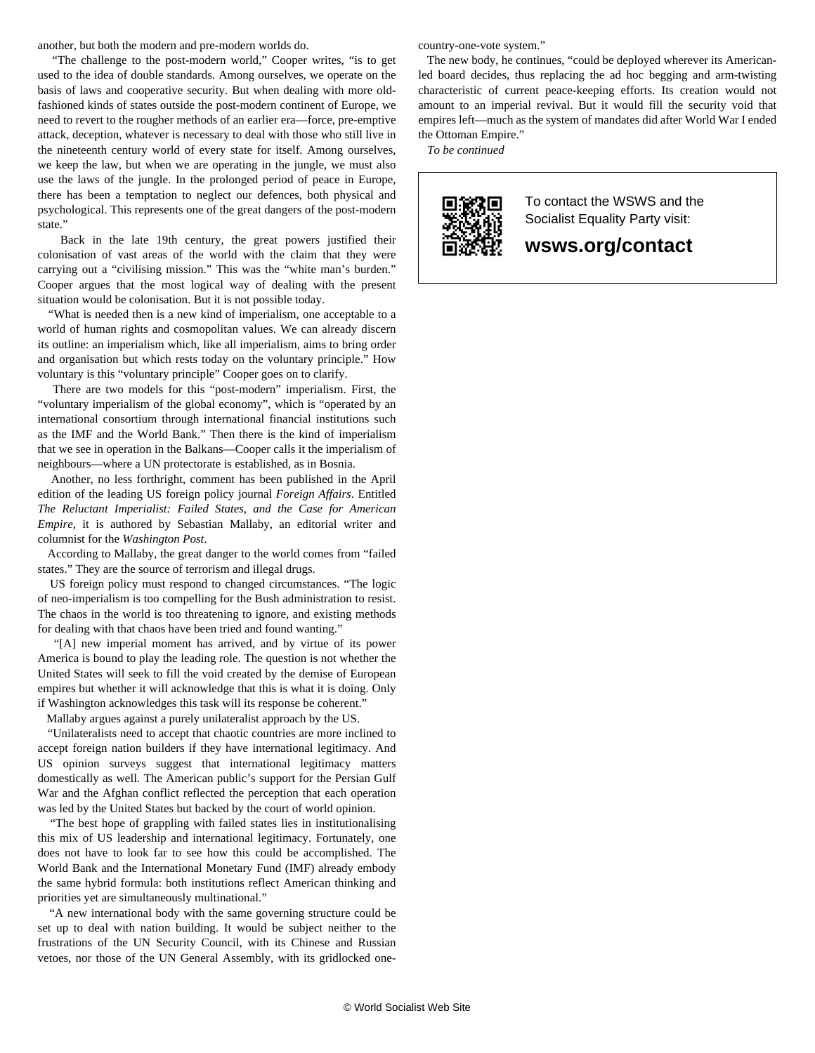another, but both the modern and pre-modern worlds do.

"The challenge to the post-modern world," Cooper writes, "is to get used to the idea of double standards. Among ourselves, we operate on the basis of laws and cooperative security. But when dealing with more old-fashioned kinds of states outside the post-modern continent of Europe, we need to revert to the rougher methods of an earlier era—force, pre-emptive attack, deception, whatever is necessary to deal with those who still live in the nineteenth century world of every state for itself. Among ourselves, we keep the law, but when we are operating in the jungle, we must also use the laws of the jungle. In the prolonged period of peace in Europe, there has been a temptation to neglect our defences, both physical and psychological. This represents one of the great dangers of the post-modern state."

Back in the late 19th century, the great powers justified their colonisation of vast areas of the world with the claim that they were carrying out a "civilising mission." This was the "white man's burden." Cooper argues that the most logical way of dealing with the present situation would be colonisation. But it is not possible today.

"What is needed then is a new kind of imperialism, one acceptable to a world of human rights and cosmopolitan values. We can already discern its outline: an imperialism which, like all imperialism, aims to bring order and organisation but which rests today on the voluntary principle." How voluntary is this "voluntary principle" Cooper goes on to clarify.

There are two models for this "post-modern" imperialism. First, the "voluntary imperialism of the global economy", which is "operated by an international consortium through international financial institutions such as the IMF and the World Bank." Then there is the kind of imperialism that we see in operation in the Balkans—Cooper calls it the imperialism of neighbours—where a UN protectorate is established, as in Bosnia.

Another, no less forthright, comment has been published in the April edition of the leading US foreign policy journal *Foreign Affairs*. Entitled *The Reluctant Imperialist: Failed States, and the Case for American Empire*, it is authored by Sebastian Mallaby, an editorial writer and columnist for the *Washington Post*.

According to Mallaby, the great danger to the world comes from "failed states." They are the source of terrorism and illegal drugs.

US foreign policy must respond to changed circumstances. "The logic of neo-imperialism is too compelling for the Bush administration to resist. The chaos in the world is too threatening to ignore, and existing methods for dealing with that chaos have been tried and found wanting."

"[A] new imperial moment has arrived, and by virtue of its power America is bound to play the leading role. The question is not whether the United States will seek to fill the void created by the demise of European empires but whether it will acknowledge that this is what it is doing. Only if Washington acknowledges this task will its response be coherent."

Mallaby argues against a purely unilateralist approach by the US.

"Unilateralists need to accept that chaotic countries are more inclined to accept foreign nation builders if they have international legitimacy. And US opinion surveys suggest that international legitimacy matters domestically as well. The American public's support for the Persian Gulf War and the Afghan conflict reflected the perception that each operation was led by the United States but backed by the court of world opinion.

"The best hope of grappling with failed states lies in institutionalising this mix of US leadership and international legitimacy. Fortunately, one does not have to look far to see how this could be accomplished. The World Bank and the International Monetary Fund (IMF) already embody the same hybrid formula: both institutions reflect American thinking and priorities yet are simultaneously multinational."

"A new international body with the same governing structure could be set up to deal with nation building. It would be subject neither to the frustrations of the UN Security Council, with its Chinese and Russian vetoes, nor those of the UN General Assembly, with its gridlocked one-country-one-vote system."

The new body, he continues, "could be deployed wherever its American-led board decides, thus replacing the ad hoc begging and arm-twisting characteristic of current peace-keeping efforts. Its creation would not amount to an imperial revival. But it would fill the security void that empires left—much as the system of mandates did after World War I ended the Ottoman Empire."

*To be continued*

To contact the WSWS and the Socialist Equality Party visit:

**wsws.org/contact**